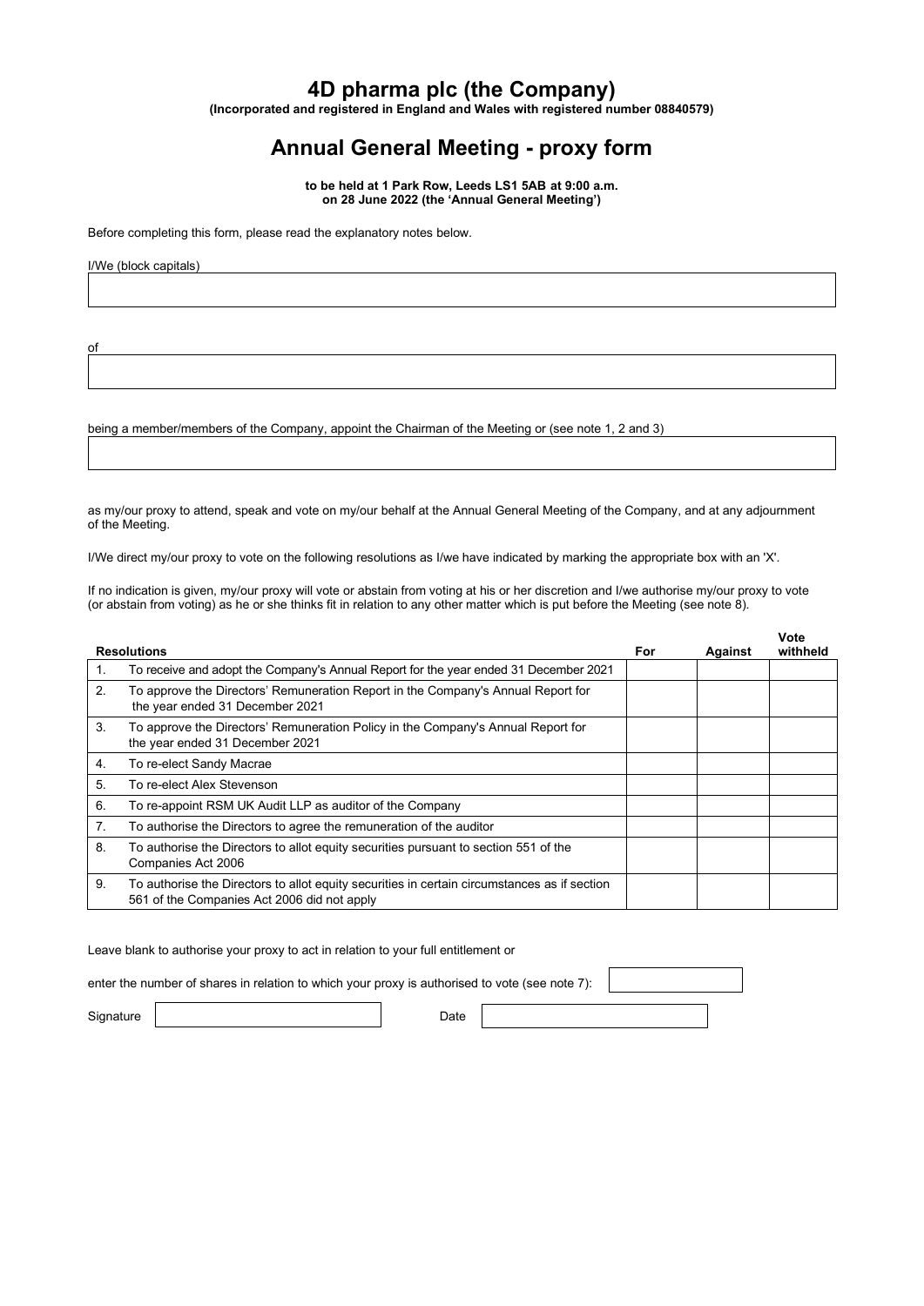# 4D pharma plc (the Company)

**(Incorporated and registered in England and Wales with registered number 08840579)**

## Annual General Meeting - proxy form

**to be held at 1 Park Row, Leeds LS1 5AB at 9:00 a.m.**
**on 28 June 2022 (the 'Annual General Meeting')**

Before completing this form, please read the explanatory notes below.

I/We (block capitals)

of

being a member/members of the Company, appoint the Chairman of the Meeting or (see note 1, 2 and 3)

as my/our proxy to attend, speak and vote on my/our behalf at the Annual General Meeting of the Company, and at any adjournment of the Meeting.

I/We direct my/our proxy to vote on the following resolutions as I/we have indicated by marking the appropriate box with an 'X'.

If no indication is given, my/our proxy will vote or abstain from voting at his or her discretion and I/we authorise my/our proxy to vote (or abstain from voting) as he or she thinks fit in relation to any other matter which is put before the Meeting (see note 8).

| | Resolutions | For | Against | Vote withheld |
|---|---|---|---|---|
| 1. | To receive and adopt the Company's Annual Report for the year ended 31 December 2021 | | | |
| 2. | To approve the Directors' Remuneration Report in the Company's Annual Report for the year ended 31 December 2021 | | | |
| 3. | To approve the Directors' Remuneration Policy in the Company's Annual Report for the year ended 31 December 2021 | | | |
| 4. | To re-elect Sandy Macrae | | | |
| 5. | To re-elect Alex Stevenson | | | |
| 6. | To re-appoint RSM UK Audit LLP as auditor of the Company | | | |
| 7. | To authorise the Directors to agree the remuneration of the auditor | | | |
| 8. | To authorise the Directors to allot equity securities pursuant to section 551 of the Companies Act 2006 | | | |
| 9. | To authorise the Directors to allot equity securities in certain circumstances as if section 561 of the Companies Act 2006 did not apply | | | |

Leave blank to authorise your proxy to act in relation to your full entitlement or

enter the number of shares in relation to which your proxy is authorised to vote (see note 7):

Signature

Date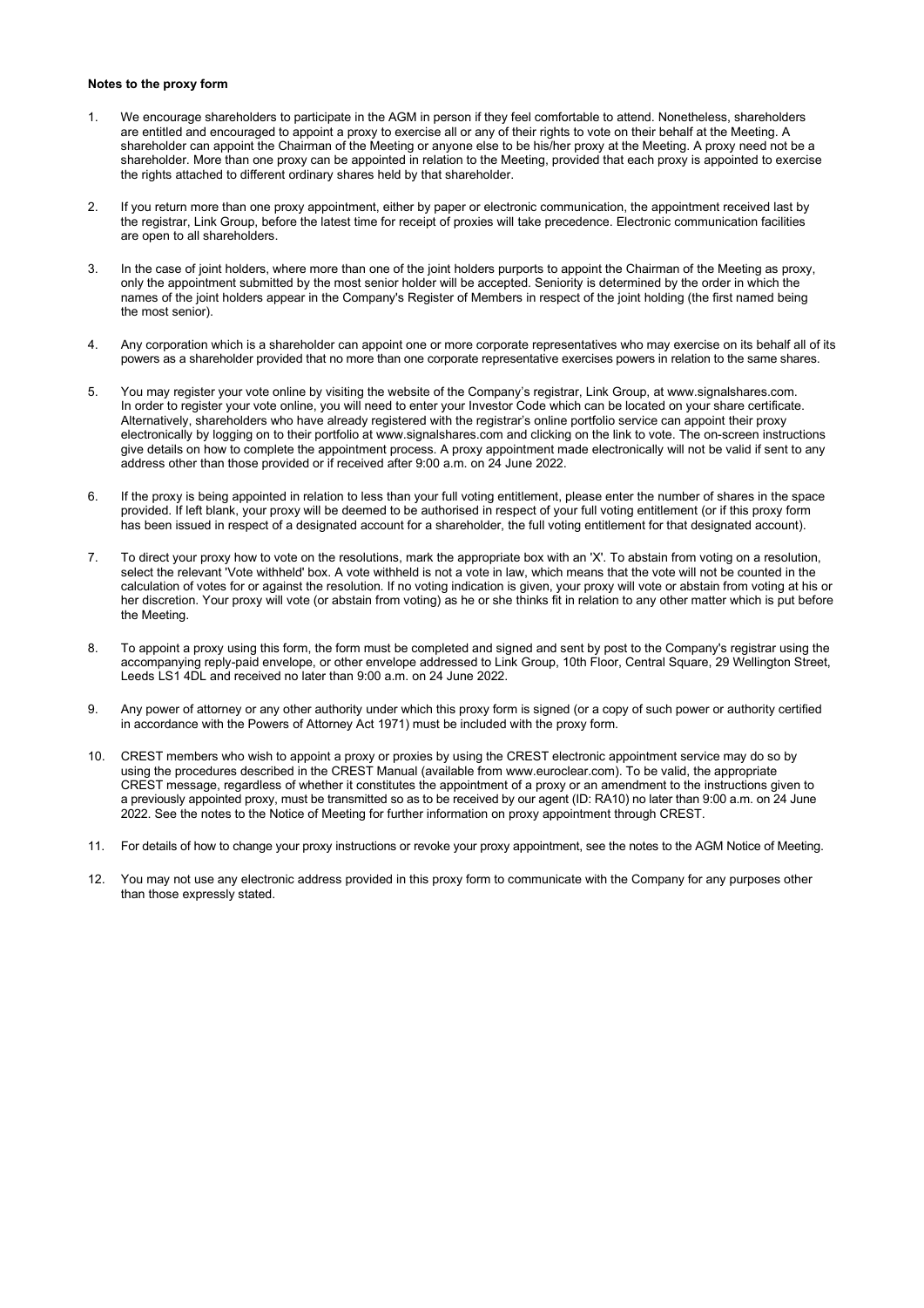**Notes to the proxy form**

1. We encourage shareholders to participate in the AGM in person if they feel comfortable to attend. Nonetheless, shareholders are entitled and encouraged to appoint a proxy to exercise all or any of their rights to vote on their behalf at the Meeting. A shareholder can appoint the Chairman of the Meeting or anyone else to be his/her proxy at the Meeting. A proxy need not be a shareholder. More than one proxy can be appointed in relation to the Meeting, provided that each proxy is appointed to exercise the rights attached to different ordinary shares held by that shareholder.

2. If you return more than one proxy appointment, either by paper or electronic communication, the appointment received last by the registrar, Link Group, before the latest time for receipt of proxies will take precedence. Electronic communication facilities are open to all shareholders.

3. In the case of joint holders, where more than one of the joint holders purports to appoint the Chairman of the Meeting as proxy, only the appointment submitted by the most senior holder will be accepted. Seniority is determined by the order in which the names of the joint holders appear in the Company's Register of Members in respect of the joint holding (the first named being the most senior).

4. Any corporation which is a shareholder can appoint one or more corporate representatives who may exercise on its behalf all of its powers as a shareholder provided that no more than one corporate representative exercises powers in relation to the same shares.

5. You may register your vote online by visiting the website of the Company's registrar, Link Group, at www.signalshares.com. In order to register your vote online, you will need to enter your Investor Code which can be located on your share certificate. Alternatively, shareholders who have already registered with the registrar's online portfolio service can appoint their proxy electronically by logging on to their portfolio at www.signalshares.com and clicking on the link to vote. The on-screen instructions give details on how to complete the appointment process. A proxy appointment made electronically will not be valid if sent to any address other than those provided or if received after 9:00 a.m. on 24 June 2022.

6. If the proxy is being appointed in relation to less than your full voting entitlement, please enter the number of shares in the space provided. If left blank, your proxy will be deemed to be authorised in respect of your full voting entitlement (or if this proxy form has been issued in respect of a designated account for a shareholder, the full voting entitlement for that designated account).

7. To direct your proxy how to vote on the resolutions, mark the appropriate box with an 'X'. To abstain from voting on a resolution, select the relevant 'Vote withheld' box. A vote withheld is not a vote in law, which means that the vote will not be counted in the calculation of votes for or against the resolution. If no voting indication is given, your proxy will vote or abstain from voting at his or her discretion. Your proxy will vote (or abstain from voting) as he or she thinks fit in relation to any other matter which is put before the Meeting.

8. To appoint a proxy using this form, the form must be completed and signed and sent by post to the Company's registrar using the accompanying reply-paid envelope, or other envelope addressed to Link Group, 10th Floor, Central Square, 29 Wellington Street, Leeds LS1 4DL and received no later than 9:00 a.m. on 24 June 2022.

9. Any power of attorney or any other authority under which this proxy form is signed (or a copy of such power or authority certified in accordance with the Powers of Attorney Act 1971) must be included with the proxy form.

10. CREST members who wish to appoint a proxy or proxies by using the CREST electronic appointment service may do so by using the procedures described in the CREST Manual (available from www.euroclear.com). To be valid, the appropriate CREST message, regardless of whether it constitutes the appointment of a proxy or an amendment to the instructions given to a previously appointed proxy, must be transmitted so as to be received by our agent (ID: RA10) no later than 9:00 a.m. on 24 June 2022. See the notes to the Notice of Meeting for further information on proxy appointment through CREST.

11. For details of how to change your proxy instructions or revoke your proxy appointment, see the notes to the AGM Notice of Meeting.

12. You may not use any electronic address provided in this proxy form to communicate with the Company for any purposes other than those expressly stated.